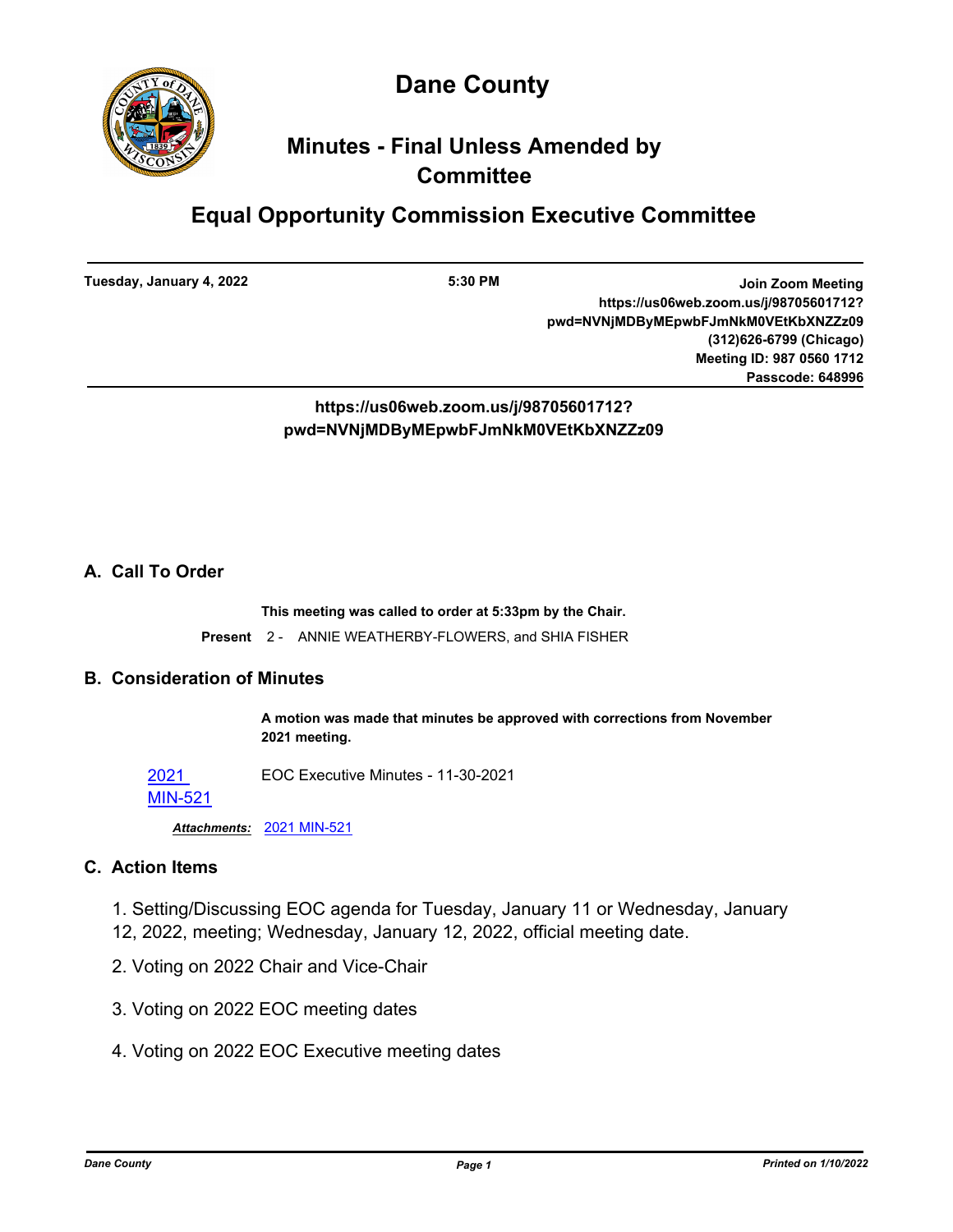# Dane County

## Minutes - Final Unless Amended by Committee

## Equal Opportunity Commission Executive Committee

**Tuesday, January 4, 2022** | **5:30 PM** | **Join Zoom Meeting https://us06web.zoom.us/j/98705601712?pwd=NVNjMDByMEpwbFJmNkM0VEtKbXNZZz09 (312)626-6799 (Chicago) Meeting ID: 987 0560 1712 Passcode: 648996**

**https://us06web.zoom.us/j/98705601712?pwd=NVNjMDByMEpwbFJmNkM0VEtKbXNZZz09**

### A. Call To Order

**This meeting was called to order at 5:33pm by the Chair.**

**Present** 2 - ANNIE WEATHERBY-FLOWERS, and SHIA FISHER

### B. Consideration of Minutes

**A motion was made that minutes be approved with corrections from November 2021 meeting.**

2021 MIN-521 EOC Executive Minutes - 11-30-2021

***Attachments:*** 2021 MIN-521

### C. Action Items

1. Setting/Discussing EOC agenda for Tuesday, January 11 or Wednesday, January 12, 2022, meeting; Wednesday, January 12, 2022, official meeting date.

2. Voting on 2022 Chair and Vice-Chair

3. Voting on 2022 EOC meeting dates

4. Voting on 2022 EOC Executive meeting dates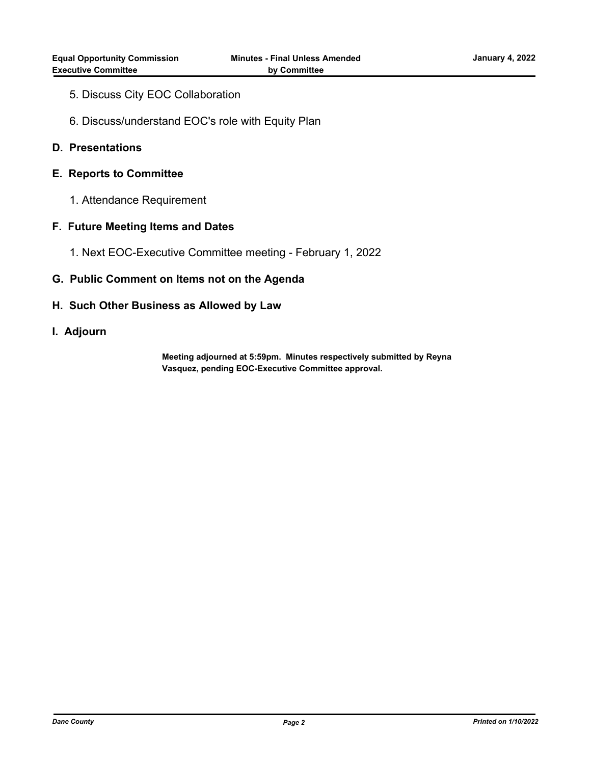5. Discuss City EOC Collaboration

6. Discuss/understand EOC's role with Equity Plan

## D. Presentations

## E. Reports to Committee

1. Attendance Requirement

## F. Future Meeting Items and Dates

1. Next EOC-Executive Committee meeting - February 1, 2022

## G. Public Comment on Items not on the Agenda

## H. Such Other Business as Allowed by Law

## I. Adjourn

**Meeting adjourned at 5:59pm. Minutes respectively submitted by Reyna Vasquez, pending EOC-Executive Committee approval.**